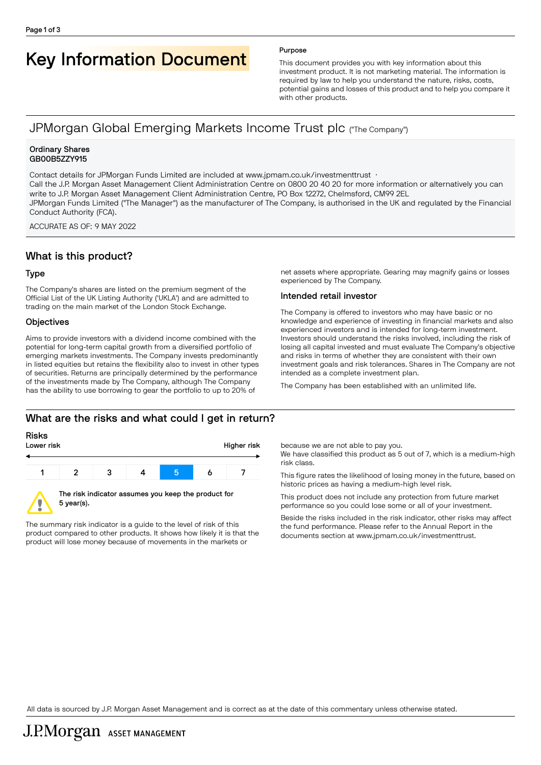# Key Information Document

**Purpose**

This document provides you with key information about this investment product. It is not marketing material. The information is required by law to help you understand the nature, risks, costs, potential gains and losses of this product and to help you compare it with other products.

## JPMorgan Global Emerging Markets Income Trust plc ("The Company")

**Ordinary Shares**
**GB00B5ZZY915**

Contact details for JPMorgan Funds Limited are included at www.jpmam.co.uk/investmenttrust ·
Call the J.P. Morgan Asset Management Client Administration Centre on 0800 20 40 20 for more information or alternatively you can write to J.P. Morgan Asset Management Client Administration Centre, PO Box 12272, Chelmsford, CM99 2EL
JPMorgan Funds Limited ("The Manager") as the manufacturer of The Company, is authorised in the UK and regulated by the Financial Conduct Authority (FCA).

ACCURATE AS OF: 9 MAY 2022

## What is this product?

### Type

The Company's shares are listed on the premium segment of the Official List of the UK Listing Authority ('UKLA') and are admitted to trading on the main market of the London Stock Exchange.

### Objectives

Aims to provide investors with a dividend income combined with the potential for long-term capital growth from a diversified portfolio of emerging markets investments. The Company invests predominantly in listed equities but retains the flexibility also to invest in other types of securities. Returns are principally determined by the performance of the investments made by The Company, although The Company has the ability to use borrowing to gear the portfolio to up to 20% of net assets where appropriate. Gearing may magnify gains or losses experienced by The Company.

### Intended retail investor

The Company is offered to investors who may have basic or no knowledge and experience of investing in financial markets and also experienced investors and is intended for long-term investment. Investors should understand the risks involved, including the risk of losing all capital invested and must evaluate The Company's objective and risks in terms of whether they are consistent with their own investment goals and risk tolerances. Shares in The Company are not intended as a complete investment plan.

The Company has been established with an unlimited life.

## What are the risks and what could I get in return?

### Risks

Lower risk ← → Higher risk

| 1 | 2 | 3 | 4 | **5** | 6 | 7 |
|---|---|---|---|---|---|---|

**The risk indicator assumes you keep the product for 5 year(s).**

The summary risk indicator is a guide to the level of risk of this product compared to other products. It shows how likely it is that the product will lose money because of movements in the markets or because we are not able to pay you.

We have classified this product as 5 out of 7, which is a medium-high risk class.

This figure rates the likelihood of losing money in the future, based on historic prices as having a medium-high level risk.

This product does not include any protection from future market performance so you could lose some or all of your investment.

Beside the risks included in the risk indicator, other risks may affect the fund performance. Please refer to the Annual Report in the documents section at www.jpmam.co.uk/investmenttrust.

All data is sourced by J.P. Morgan Asset Management and is correct as at the date of this commentary unless otherwise stated.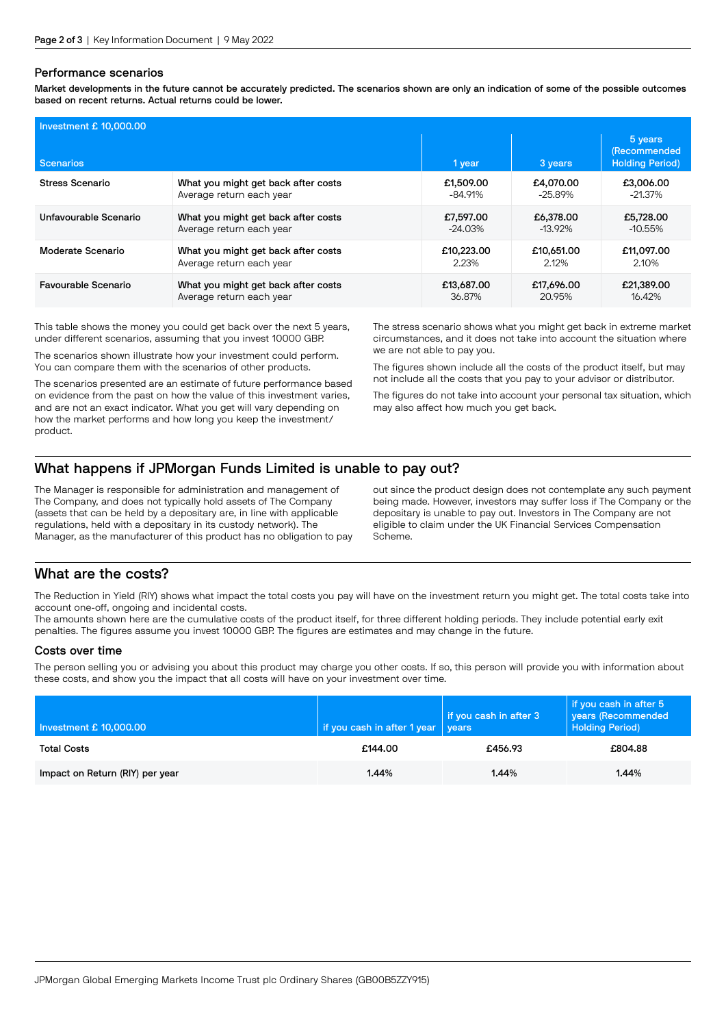## Performance scenarios

**Market developments in the future cannot be accurately predicted. The scenarios shown are only an indication of some of the possible outcomes based on recent returns. Actual returns could be lower.**

| Investment £ 10,000.00 Scenarios | | 1 year | 3 years | 5 years (Recommended Holding Period) |
|---|---|---|---|---|
| Stress Scenario | What you might get back after costs<br>Average return each year | £1,509.00<br>-84.91% | £4,070.00<br>-25.89% | £3,006.00<br>-21.37% |
| Unfavourable Scenario | What you might get back after costs<br>Average return each year | £7,597.00<br>-24.03% | £6,378.00<br>-13.92% | £5,728.00<br>-10.55% |
| Moderate Scenario | What you might get back after costs<br>Average return each year | £10,223.00<br>2.23% | £10,651.00<br>2.12% | £11,097.00<br>2.10% |
| Favourable Scenario | What you might get back after costs<br>Average return each year | £13,687.00<br>36.87% | £17,696.00<br>20.95% | £21,389.00<br>16.42% |

This table shows the money you could get back over the next 5 years, under different scenarios, assuming that you invest 10000 GBP.

The scenarios shown illustrate how your investment could perform. You can compare them with the scenarios of other products.

The scenarios presented are an estimate of future performance based on evidence from the past on how the value of this investment varies, and are not an exact indicator. What you get will vary depending on how the market performs and how long you keep the investment/product.

The stress scenario shows what you might get back in extreme market circumstances, and it does not take into account the situation where we are not able to pay you.

The figures shown include all the costs of the product itself, but may not include all the costs that you pay to your advisor or distributor.

The figures do not take into account your personal tax situation, which may also affect how much you get back.

## What happens if JPMorgan Funds Limited is unable to pay out?

The Manager is responsible for administration and management of The Company, and does not typically hold assets of The Company (assets that can be held by a depositary are, in line with applicable regulations, held with a depositary in its custody network). The Manager, as the manufacturer of this product has no obligation to pay out since the product design does not contemplate any such payment being made. However, investors may suffer loss if The Company or the depositary is unable to pay out. Investors in The Company are not eligible to claim under the UK Financial Services Compensation Scheme.

## What are the costs?

The Reduction in Yield (RIY) shows what impact the total costs you pay will have on the investment return you might get. The total costs take into account one-off, ongoing and incidental costs.
The amounts shown here are the cumulative costs of the product itself, for three different holding periods. They include potential early exit penalties. The figures assume you invest 10000 GBP. The figures are estimates and may change in the future.

### Costs over time

The person selling you or advising you about this product may charge you other costs. If so, this person will provide you with information about these costs, and show you the impact that all costs will have on your investment over time.

| Investment £ 10,000.00 | if you cash in after 1 year | if you cash in after 3 years | if you cash in after 5 years (Recommended Holding Period) |
|---|---|---|---|
| Total Costs | £144.00 | £456.93 | £804.88 |
| Impact on Return (RIY) per year | 1.44% | 1.44% | 1.44% |

JPMorgan Global Emerging Markets Income Trust plc Ordinary Shares (GB00B5ZZY915)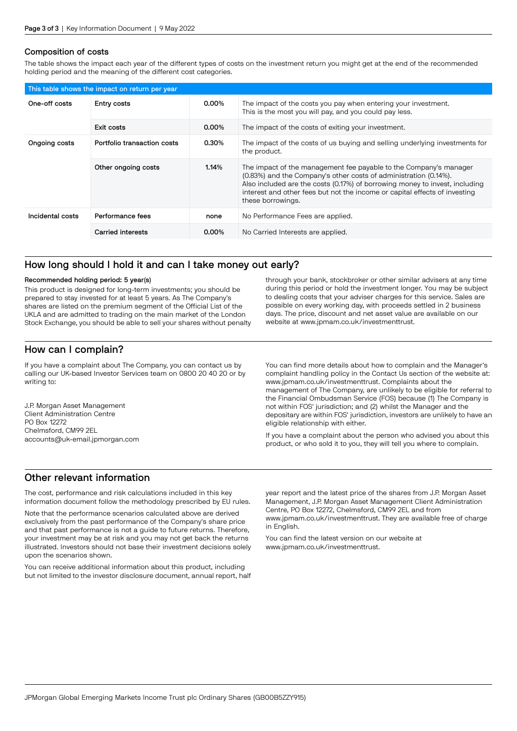## Composition of costs

The table shows the impact each year of the different types of costs on the investment return you might get at the end of the recommended holding period and the meaning of the different cost categories.

| This table shows the impact on return per year | | | |
|---|---|---|---|
| **One-off costs** | **Entry costs** | 0.00% | The impact of the costs you pay when entering your investment. This is the most you will pay, and you could pay less. |
| | **Exit costs** | 0.00% | The impact of the costs of exiting your investment. |
| **Ongoing costs** | **Portfolio transaction costs** | 0.30% | The impact of the costs of us buying and selling underlying investments for the product. |
| | **Other ongoing costs** | 1.14% | The impact of the management fee payable to the Company's manager (0.83%) and the Company's other costs of administration (0.14%). Also included are the costs (0.17%) of borrowing money to invest, including interest and other fees but not the income or capital effects of investing these borrowings. |
| **Incidental costs** | **Performance fees** | none | No Performance Fees are applied. |
| | **Carried interests** | 0.00% | No Carried Interests are applied. |

## How long should I hold it and can I take money out early?

**Recommended holding period: 5 year(s)**

This product is designed for long-term investments; you should be prepared to stay invested for at least 5 years. As The Company's shares are listed on the premium segment of the Official List of the UKLA and are admitted to trading on the main market of the London Stock Exchange, you should be able to sell your shares without penalty through your bank, stockbroker or other similar advisers at any time during this period or hold the investment longer. You may be subject to dealing costs that your adviser charges for this service. Sales are possible on every working day, with proceeds settled in 2 business days. The price, discount and net asset value are available on our website at www.jpmam.co.uk/investmenttrust.

## How can I complain?

If you have a complaint about The Company, you can contact us by calling our UK-based Investor Services team on 0800 20 40 20 or by writing to:

J.P. Morgan Asset Management
Client Administration Centre
PO Box 12272
Chelmsford, CM99 2EL
accounts@uk-email.jpmorgan.com

You can find more details about how to complain and the Manager's complaint handling policy in the Contact Us section of the website at: www.jpmam.co.uk/investmenttrust. Complaints about the management of The Company, are unlikely to be eligible for referral to the Financial Ombudsman Service (FOS) because (1) The Company is not within FOS' jurisdiction; and (2) whilst the Manager and the depositary are within FOS' jurisdiction, investors are unlikely to have an eligible relationship with either.

If you have a complaint about the person who advised you about this product, or who sold it to you, they will tell you where to complain.

## Other relevant information

The cost, performance and risk calculations included in this key information document follow the methodology prescribed by EU rules.

Note that the performance scenarios calculated above are derived exclusively from the past performance of the Company's share price and that past performance is not a guide to future returns. Therefore, your investment may be at risk and you may not get back the returns illustrated. Investors should not base their investment decisions solely upon the scenarios shown.

You can receive additional information about this product, including but not limited to the investor disclosure document, annual report, half year report and the latest price of the shares from J.P. Morgan Asset Management, J.P. Morgan Asset Management Client Administration Centre, PO Box 12272, Chelmsford, CM99 2EL and from www.jpmam.co.uk/investmenttrust. They are available free of charge in English.

You can find the latest version on our website at www.jpmam.co.uk/investmenttrust.